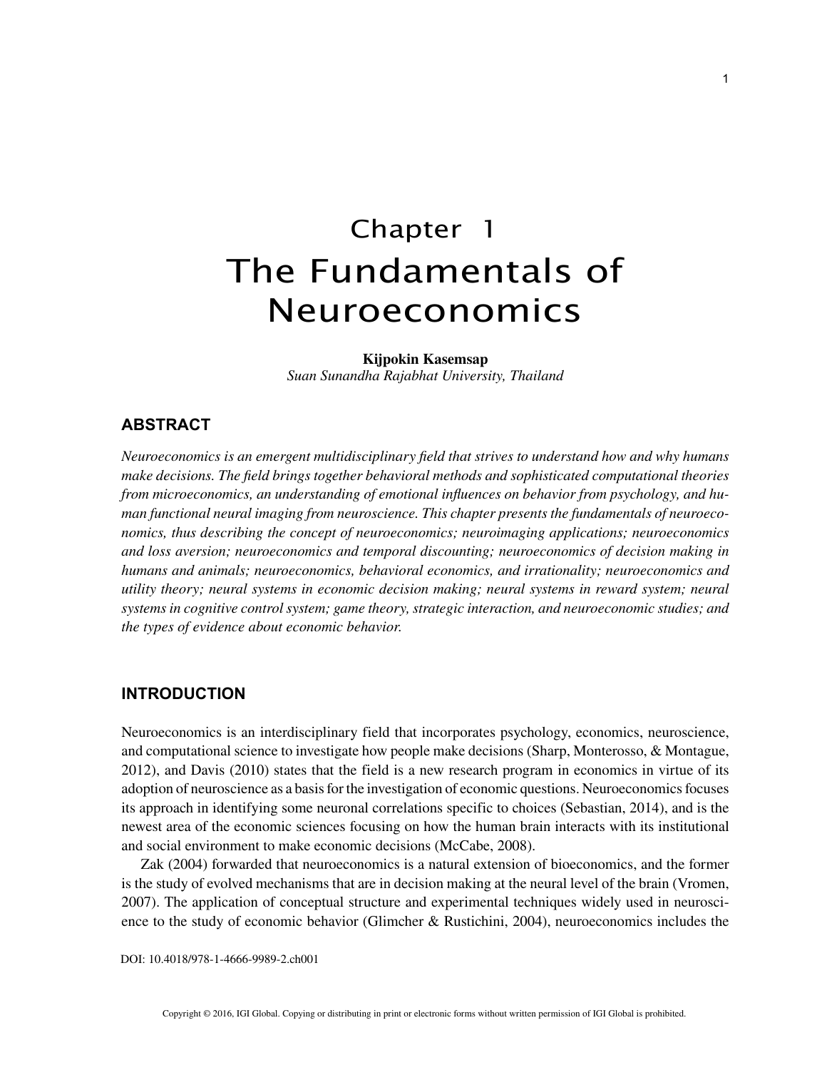# Chapter 1
# The Fundamentals of Neuroeconomics

**Kijpokin Kasemsap**
*Suan Sunandha Rajabhat University, Thailand*

## ABSTRACT

*Neuroeconomics is an emergent multidisciplinary field that strives to understand how and why humans make decisions. The field brings together behavioral methods and sophisticated computational theories from microeconomics, an understanding of emotional influences on behavior from psychology, and human functional neural imaging from neuroscience. This chapter presents the fundamentals of neuroeconomics, thus describing the concept of neuroeconomics; neuroimaging applications; neuroeconomics and loss aversion; neuroeconomics and temporal discounting; neuroeconomics of decision making in humans and animals; neuroeconomics, behavioral economics, and irrationality; neuroeconomics and utility theory; neural systems in economic decision making; neural systems in reward system; neural systems in cognitive control system; game theory, strategic interaction, and neuroeconomic studies; and the types of evidence about economic behavior.*

## INTRODUCTION

Neuroeconomics is an interdisciplinary field that incorporates psychology, economics, neuroscience, and computational science to investigate how people make decisions (Sharp, Monterosso, & Montague, 2012), and Davis (2010) states that the field is a new research program in economics in virtue of its adoption of neuroscience as a basis for the investigation of economic questions. Neuroeconomics focuses its approach in identifying some neuronal correlations specific to choices (Sebastian, 2014), and is the newest area of the economic sciences focusing on how the human brain interacts with its institutional and social environment to make economic decisions (McCabe, 2008).

Zak (2004) forwarded that neuroeconomics is a natural extension of bioeconomics, and the former is the study of evolved mechanisms that are in decision making at the neural level of the brain (Vromen, 2007). The application of conceptual structure and experimental techniques widely used in neuroscience to the study of economic behavior (Glimcher & Rustichini, 2004), neuroeconomics includes the

DOI: 10.4018/978-1-4666-9989-2.ch001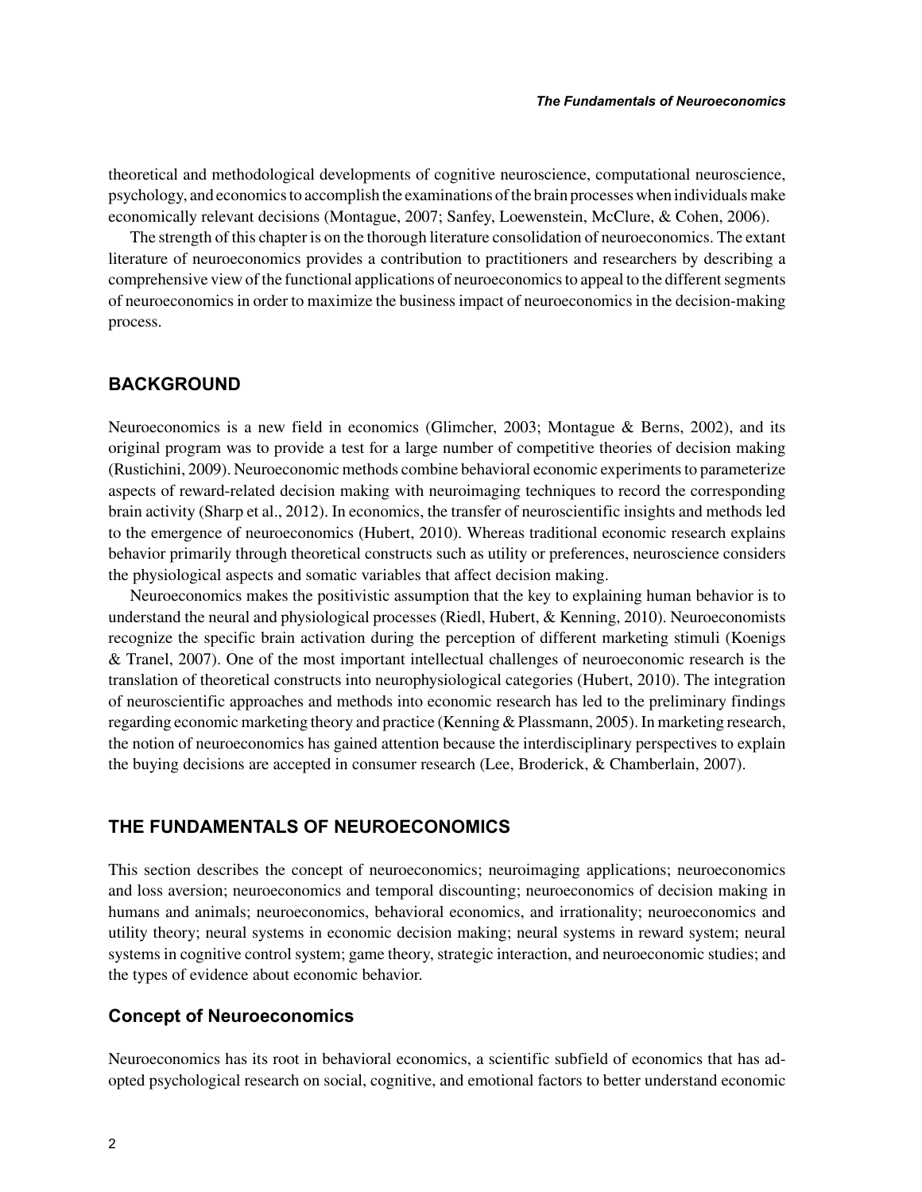theoretical and methodological developments of cognitive neuroscience, computational neuroscience, psychology, and economics to accomplish the examinations of the brain processes when individuals make economically relevant decisions (Montague, 2007; Sanfey, Loewenstein, McClure, & Cohen, 2006).

The strength of this chapter is on the thorough literature consolidation of neuroeconomics. The extant literature of neuroeconomics provides a contribution to practitioners and researchers by describing a comprehensive view of the functional applications of neuroeconomics to appeal to the different segments of neuroeconomics in order to maximize the business impact of neuroeconomics in the decision-making process.

## BACKGROUND

Neuroeconomics is a new field in economics (Glimcher, 2003; Montague & Berns, 2002), and its original program was to provide a test for a large number of competitive theories of decision making (Rustichini, 2009). Neuroeconomic methods combine behavioral economic experiments to parameterize aspects of reward-related decision making with neuroimaging techniques to record the corresponding brain activity (Sharp et al., 2012). In economics, the transfer of neuroscientific insights and methods led to the emergence of neuroeconomics (Hubert, 2010). Whereas traditional economic research explains behavior primarily through theoretical constructs such as utility or preferences, neuroscience considers the physiological aspects and somatic variables that affect decision making.

Neuroeconomics makes the positivistic assumption that the key to explaining human behavior is to understand the neural and physiological processes (Riedl, Hubert, & Kenning, 2010). Neuroeconomists recognize the specific brain activation during the perception of different marketing stimuli (Koenigs & Tranel, 2007). One of the most important intellectual challenges of neuroeconomic research is the translation of theoretical constructs into neurophysiological categories (Hubert, 2010). The integration of neuroscientific approaches and methods into economic research has led to the preliminary findings regarding economic marketing theory and practice (Kenning & Plassmann, 2005). In marketing research, the notion of neuroeconomics has gained attention because the interdisciplinary perspectives to explain the buying decisions are accepted in consumer research (Lee, Broderick, & Chamberlain, 2007).

## THE FUNDAMENTALS OF NEUROECONOMICS

This section describes the concept of neuroeconomics; neuroimaging applications; neuroeconomics and loss aversion; neuroeconomics and temporal discounting; neuroeconomics of decision making in humans and animals; neuroeconomics, behavioral economics, and irrationality; neuroeconomics and utility theory; neural systems in economic decision making; neural systems in reward system; neural systems in cognitive control system; game theory, strategic interaction, and neuroeconomic studies; and the types of evidence about economic behavior.

### Concept of Neuroeconomics

Neuroeconomics has its root in behavioral economics, a scientific subfield of economics that has adopted psychological research on social, cognitive, and emotional factors to better understand economic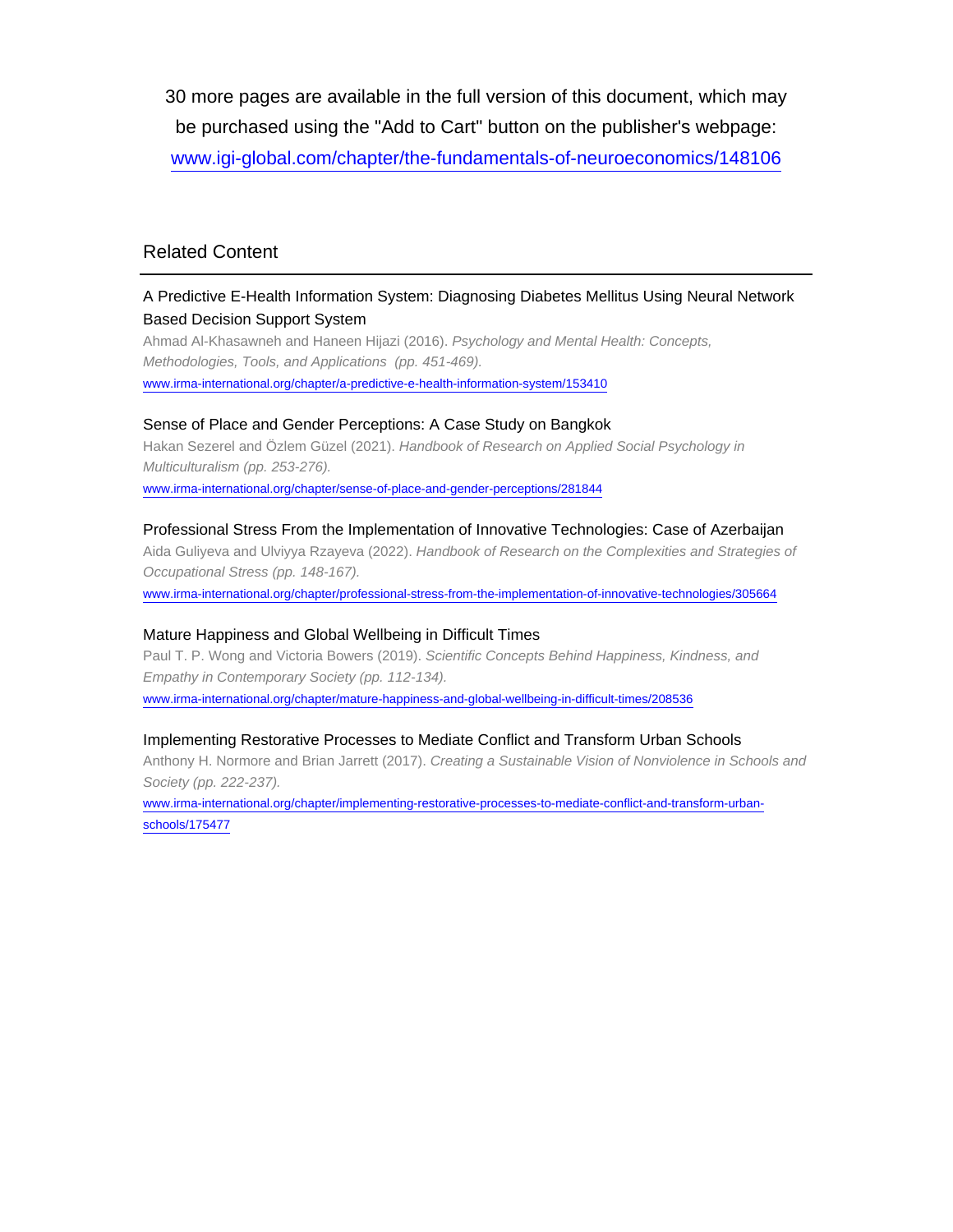30 more pages are available in the full version of this document, which may be purchased using the "Add to Cart" button on the publisher's webpage: [www.igi-global.com/chapter/the-fundamentals-of-neuroeconomics/148106](www.igi-global.com/chapter/the-fundamentals-of-neuroeconomics/148106)

## Related Content

A Predictive E-Health Information System: Diagnosing Diabetes Mellitus Using Neural Network Based Decision Support System
Ahmad Al-Khasawneh and Haneen Hijazi (2016). *Psychology and Mental Health: Concepts, Methodologies, Tools, and Applications (pp. 451-469).*
[www.irma-international.org/chapter/a-predictive-e-health-information-system/153410](www.irma-international.org/chapter/a-predictive-e-health-information-system/153410)

Sense of Place and Gender Perceptions: A Case Study on Bangkok
Hakan Sezerel and Özlem Güzel (2021). *Handbook of Research on Applied Social Psychology in Multiculturalism (pp. 253-276).*
[www.irma-international.org/chapter/sense-of-place-and-gender-perceptions/281844](www.irma-international.org/chapter/sense-of-place-and-gender-perceptions/281844)

Professional Stress From the Implementation of Innovative Technologies: Case of Azerbaijan
Aida Guliyeva and Ulviyya Rzayeva (2022). *Handbook of Research on the Complexities and Strategies of Occupational Stress (pp. 148-167).*
[www.irma-international.org/chapter/professional-stress-from-the-implementation-of-innovative-technologies/305664](www.irma-international.org/chapter/professional-stress-from-the-implementation-of-innovative-technologies/305664)

Mature Happiness and Global Wellbeing in Difficult Times
Paul T. P. Wong and Victoria Bowers (2019). *Scientific Concepts Behind Happiness, Kindness, and Empathy in Contemporary Society (pp. 112-134).*
[www.irma-international.org/chapter/mature-happiness-and-global-wellbeing-in-difficult-times/208536](www.irma-international.org/chapter/mature-happiness-and-global-wellbeing-in-difficult-times/208536)

Implementing Restorative Processes to Mediate Conflict and Transform Urban Schools
Anthony H. Normore and Brian Jarrett (2017). *Creating a Sustainable Vision of Nonviolence in Schools and Society (pp. 222-237).*
[www.irma-international.org/chapter/implementing-restorative-processes-to-mediate-conflict-and-transform-urban-schools/175477](www.irma-international.org/chapter/implementing-restorative-processes-to-mediate-conflict-and-transform-urban-schools/175477)